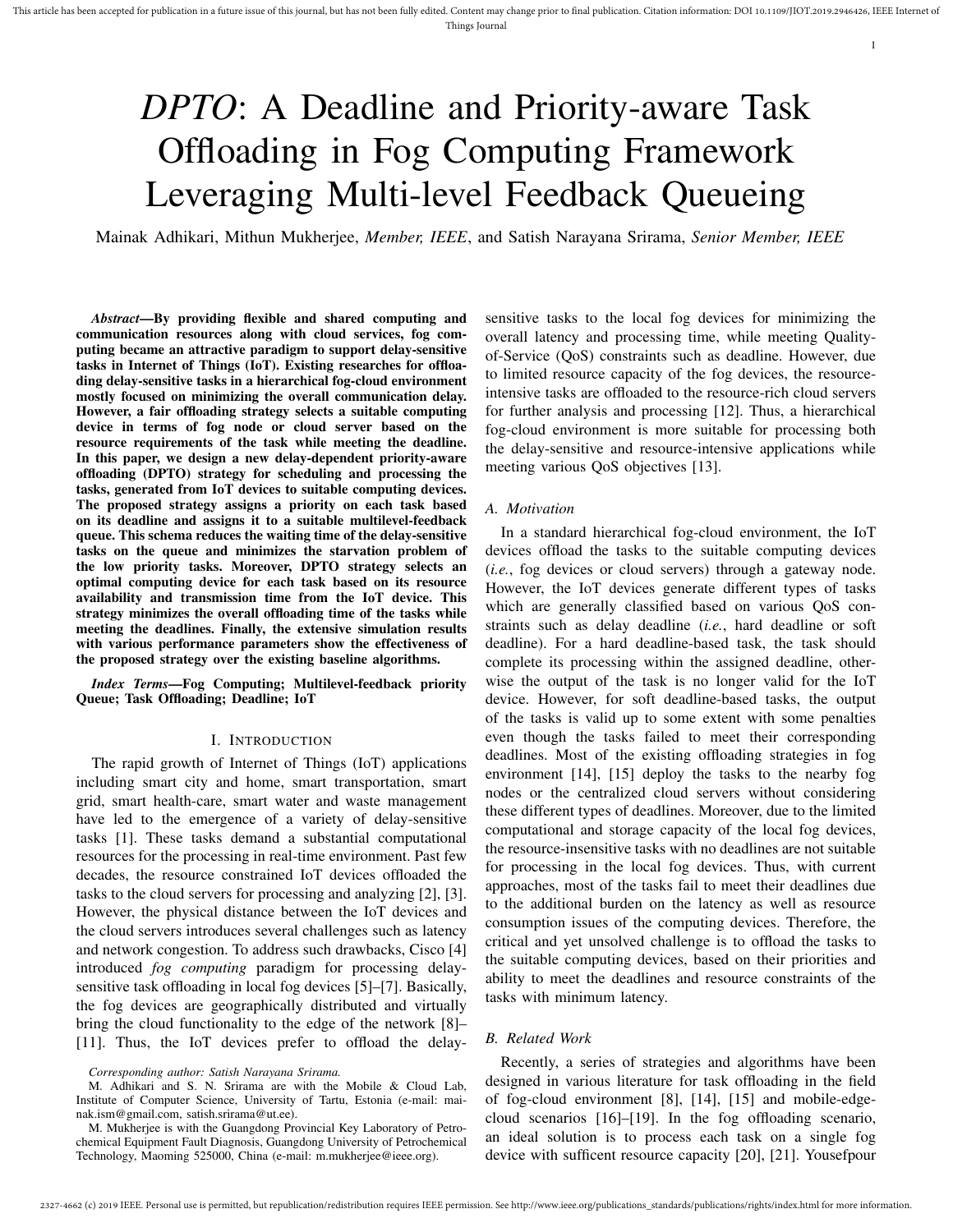# *DPTO*: A Deadline and Priority-aware Task Offloading in Fog Computing Framework Leveraging Multi-level Feedback Queueing

Mainak Adhikari, Mithun Mukherjee, *Member, IEEE*, and Satish Narayana Srirama, *Senior Member, IEEE*

***Abstract*—By providing flexible and shared computing and communication resources along with cloud services, fog computing became an attractive paradigm to support delay-sensitive tasks in Internet of Things (IoT). Existing researches for offloading delay-sensitive tasks in a hierarchical fog-cloud environment mostly focused on minimizing the overall communication delay. However, a fair offloading strategy selects a suitable computing device in terms of fog node or cloud server based on the resource requirements of the task while meeting the deadline. In this paper, we design a new delay-dependent priority-aware offloading (DPTO) strategy for scheduling and processing the tasks, generated from IoT devices to suitable computing devices. The proposed strategy assigns a priority on each task based on its deadline and assigns it to a suitable multilevel-feedback queue. This schema reduces the waiting time of the delay-sensitive tasks on the queue and minimizes the starvation problem of the low priority tasks. Moreover, DPTO strategy selects an optimal computing device for each task based on its resource availability and transmission time from the IoT device. This strategy minimizes the overall offloading time of the tasks while meeting the deadlines. Finally, the extensive simulation results with various performance parameters show the effectiveness of the proposed strategy over the existing baseline algorithms.**

***Index Terms*—Fog Computing; Multilevel-feedback priority Queue; Task Offloading; Deadline; IoT**

## I. Introduction

The rapid growth of Internet of Things (IoT) applications including smart city and home, smart transportation, smart grid, smart health-care, smart water and waste management have led to the emergence of a variety of delay-sensitive tasks [1]. These tasks demand a substantial computational resources for the processing in real-time environment. Past few decades, the resource constrained IoT devices offloaded the tasks to the cloud servers for processing and analyzing [2], [3]. However, the physical distance between the IoT devices and the cloud servers introduces several challenges such as latency and network congestion. To address such drawbacks, Cisco [4] introduced *fog computing* paradigm for processing delay-sensitive task offloading in local fog devices [5]–[7]. Basically, the fog devices are geographically distributed and virtually bring the cloud functionality to the edge of the network [8]–[11]. Thus, the IoT devices prefer to offload the delay-sensitive tasks to the local fog devices for minimizing the overall latency and processing time, while meeting Quality-of-Service (QoS) constraints such as deadline. However, due to limited resource capacity of the fog devices, the resource-intensive tasks are offloaded to the resource-rich cloud servers for further analysis and processing [12]. Thus, a hierarchical fog-cloud environment is more suitable for processing both the delay-sensitive and resource-intensive applications while meeting various QoS objectives [13].

### A. Motivation

In a standard hierarchical fog-cloud environment, the IoT devices offload the tasks to the suitable computing devices (*i.e.*, fog devices or cloud servers) through a gateway node. However, the IoT devices generate different types of tasks which are generally classified based on various QoS constraints such as delay deadline (*i.e.*, hard deadline or soft deadline). For a hard deadline-based task, the task should complete its processing within the assigned deadline, otherwise the output of the task is no longer valid for the IoT device. However, for soft deadline-based tasks, the output of the tasks is valid up to some extent with some penalties even though the tasks failed to meet their corresponding deadlines. Most of the existing offloading strategies in fog environment [14], [15] deploy the tasks to the nearby fog nodes or the centralized cloud servers without considering these different types of deadlines. Moreover, due to the limited computational and storage capacity of the local fog devices, the resource-insensitive tasks with no deadlines are not suitable for processing in the local fog devices. Thus, with current approaches, most of the tasks fail to meet their deadlines due to the additional burden on the latency as well as resource consumption issues of the computing devices. Therefore, the critical and yet unsolved challenge is to offload the tasks to the suitable computing devices, based on their priorities and ability to meet the deadlines and resource constraints of the tasks with minimum latency.

### B. Related Work

Recently, a series of strategies and algorithms have been designed in various literature for task offloading in the field of fog-cloud environment [8], [14], [15] and mobile-edge-cloud scenarios [16]–[19]. In the fog offloading scenario, an ideal solution is to process each task on a single fog device with sufficent resource capacity [20], [21]. Yousefpour

*Corresponding author: Satish Narayana Srirama.*

M. Adhikari and S. N. Srirama are with the Mobile & Cloud Lab, Institute of Computer Science, University of Tartu, Estonia (e-mail: mainak.ism@gmail.com, satish.srirama@ut.ee).

M. Mukherjee is with the Guangdong Provincial Key Laboratory of Petrochemical Equipment Fault Diagnosis, Guangdong University of Petrochemical Technology, Maoming 525000, China (e-mail: m.mukherjee@ieee.org).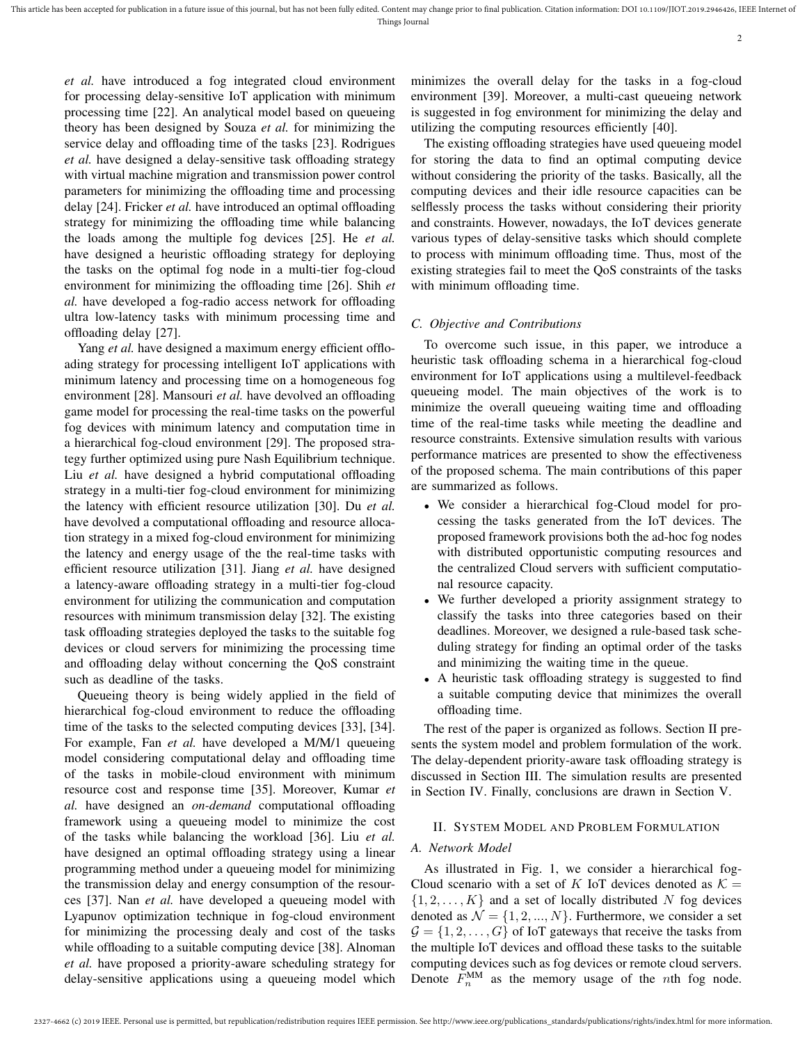*et al.* have introduced a fog integrated cloud environment for processing delay-sensitive IoT application with minimum processing time [22]. An analytical model based on queueing theory has been designed by Souza *et al.* for minimizing the service delay and offloading time of the tasks [23]. Rodrigues *et al.* have designed a delay-sensitive task offloading strategy with virtual machine migration and transmission power control parameters for minimizing the offloading time and processing delay [24]. Fricker *et al.* have introduced an optimal offloading strategy for minimizing the offloading time while balancing the loads among the multiple fog devices [25]. He *et al.* have designed a heuristic offloading strategy for deploying the tasks on the optimal fog node in a multi-tier fog-cloud environment for minimizing the offloading time [26]. Shih *et al.* have developed a fog-radio access network for offloading ultra low-latency tasks with minimum processing time and offloading delay [27].

Yang *et al.* have designed a maximum energy efficient offloading strategy for processing intelligent IoT applications with minimum latency and processing time on a homogeneous fog environment [28]. Mansouri *et al.* have devolved an offloading game model for processing the real-time tasks on the powerful fog devices with minimum latency and computation time in a hierarchical fog-cloud environment [29]. The proposed strategy further optimized using pure Nash Equilibrium technique. Liu *et al.* have designed a hybrid computational offloading strategy in a multi-tier fog-cloud environment for minimizing the latency with efficient resource utilization [30]. Du *et al.* have devolved a computational offloading and resource allocation strategy in a mixed fog-cloud environment for minimizing the latency and energy usage of the the real-time tasks with efficient resource utilization [31]. Jiang *et al.* have designed a latency-aware offloading strategy in a multi-tier fog-cloud environment for utilizing the communication and computation resources with minimum transmission delay [32]. The existing task offloading strategies deployed the tasks to the suitable fog devices or cloud servers for minimizing the processing time and offloading delay without concerning the QoS constraint such as deadline of the tasks.

Queueing theory is being widely applied in the field of hierarchical fog-cloud environment to reduce the offloading time of the tasks to the selected computing devices [33], [34]. For example, Fan *et al.* have developed a M/M/1 queueing model considering computational delay and offloading time of the tasks in mobile-cloud environment with minimum resource cost and response time [35]. Moreover, Kumar *et al.* have designed an *on-demand* computational offloading framework using a queueing model to minimize the cost of the tasks while balancing the workload [36]. Liu *et al.* have designed an optimal offloading strategy using a linear programming method under a queueing model for minimizing the transmission delay and energy consumption of the resources [37]. Nan *et al.* have developed a queueing model with Lyapunov optimization technique in fog-cloud environment for minimizing the processing dealy and cost of the tasks while offloading to a suitable computing device [38]. Alnoman *et al.* have proposed a priority-aware scheduling strategy for delay-sensitive applications using a queueing model which minimizes the overall delay for the tasks in a fog-cloud environment [39]. Moreover, a multi-cast queueing network is suggested in fog environment for minimizing the delay and utilizing the computing resources efficiently [40].

The existing offloading strategies have used queueing model for storing the data to find an optimal computing device without considering the priority of the tasks. Basically, all the computing devices and their idle resource capacities can be selflessly process the tasks without considering their priority and constraints. However, nowadays, the IoT devices generate various types of delay-sensitive tasks which should complete to process with minimum offloading time. Thus, most of the existing strategies fail to meet the QoS constraints of the tasks with minimum offloading time.

### C. Objective and Contributions

To overcome such issue, in this paper, we introduce a heuristic task offloading schema in a hierarchical fog-cloud environment for IoT applications using a multilevel-feedback queueing model. The main objectives of the work is to minimize the overall queueing waiting time and offloading time of the real-time tasks while meeting the deadline and resource constraints. Extensive simulation results with various performance matrices are presented to show the effectiveness of the proposed schema. The main contributions of this paper are summarized as follows.

- We consider a hierarchical fog-Cloud model for processing the tasks generated from the IoT devices. The proposed framework provisions both the ad-hoc fog nodes with distributed opportunistic computing resources and the centralized Cloud servers with sufficient computational resource capacity.
- We further developed a priority assignment strategy to classify the tasks into three categories based on their deadlines. Moreover, we designed a rule-based task scheduling strategy for finding an optimal order of the tasks and minimizing the waiting time in the queue.
- A heuristic task offloading strategy is suggested to find a suitable computing device that minimizes the overall offloading time.

The rest of the paper is organized as follows. Section II presents the system model and problem formulation of the work. The delay-dependent priority-aware task offloading strategy is discussed in Section III. The simulation results are presented in Section IV. Finally, conclusions are drawn in Section V.

## II. System Model and Problem Formulation

### A. Network Model

As illustrated in Fig. 1, we consider a hierarchical fog-Cloud scenario with a set of $K$ IoT devices denoted as $\mathcal{K} = \{1, 2, \ldots, K\}$ and a set of locally distributed $N$ fog devices denoted as $\mathcal{N} = \{1, 2, ..., N\}$. Furthermore, we consider a set $\mathcal{G} = \{1, 2, \ldots, G\}$ of IoT gateways that receive the tasks from the multiple IoT devices and offload these tasks to the suitable computing devices such as fog devices or remote cloud servers. Denote $F_n^{\text{MM}}$ as the memory usage of the $n$th fog node.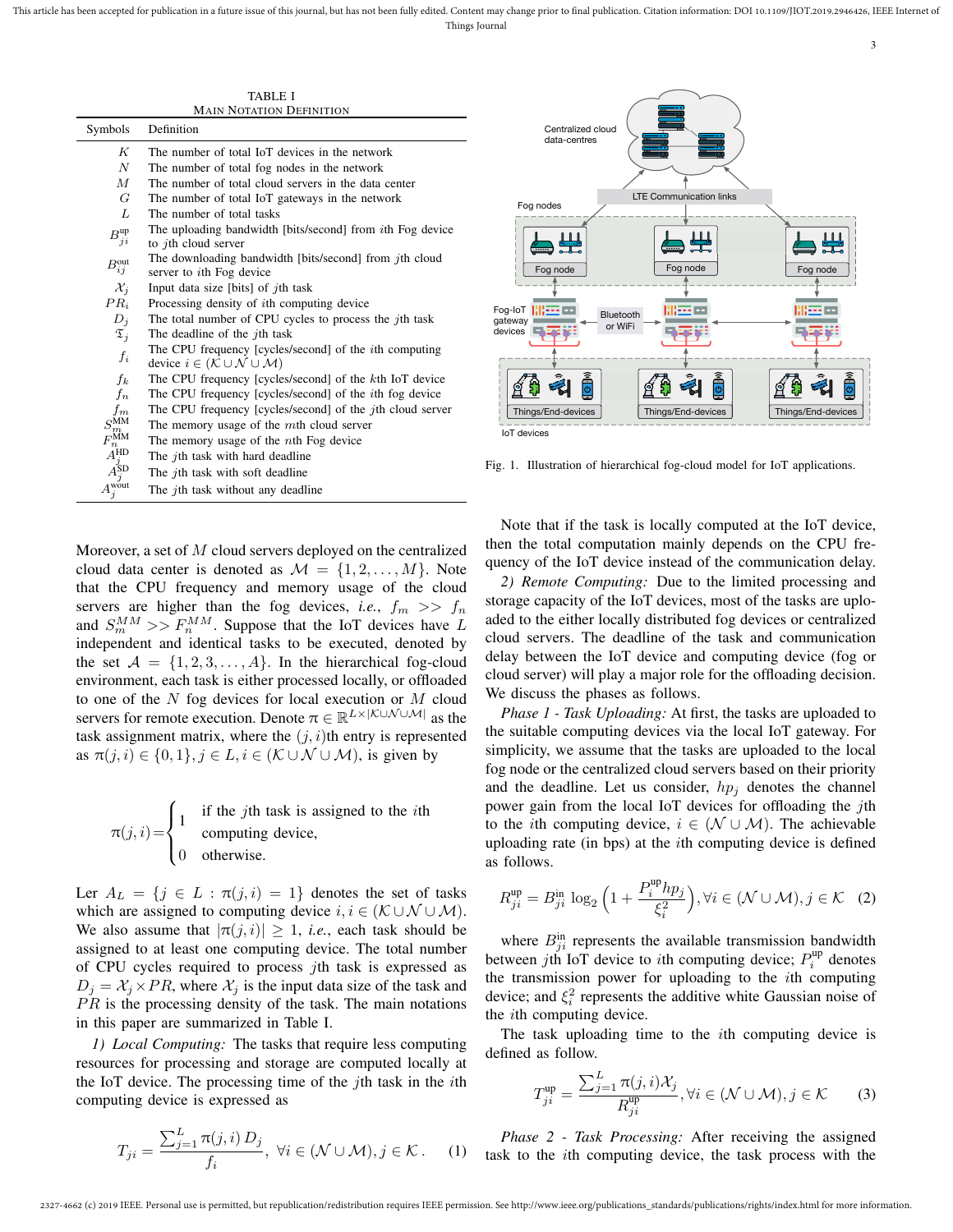TABLE I
MAIN NOTATION DEFINITION

| Symbols | Definition |
|---|---|
| $K$ | The number of total IoT devices in the network |
| $N$ | The number of total fog nodes in the network |
| $M$ | The number of total cloud servers in the data center |
| $G$ | The number of total IoT gateways in the network |
| $L$ | The number of total tasks |
| $B_{ji}^{\text{up}}$ | The uploading bandwidth [bits/second] from $i$th Fog device to $j$th cloud server |
| $B_{ij}^{\text{out}}$ | The downloading bandwidth [bits/second] from $j$th cloud server to $i$th Fog device |
| $\mathcal{X}_j$ | Input data size [bits] of $j$th task |
| $PR_i$ | Processing density of $i$th computing device |
| $D_j$ | The total number of CPU cycles to process the $j$th task |
| $\mathfrak{T}_j$ | The deadline of the $j$th task |
| $f_i$ | The CPU frequency [cycles/second] of the $i$th computing device $i \in (\mathcal{K} \cup \mathcal{N} \cup \mathcal{M})$ |
| $f_k$ | The CPU frequency [cycles/second] of the $k$th IoT device |
| $f_n$ | The CPU frequency [cycles/second] of the $i$th fog device |
| $f_m$ | The CPU frequency [cycles/second] of the $j$th cloud server |
| $S_m^{\text{MM}}$ | The memory usage of the $m$th cloud server |
| $F_n^{\text{MM}}$ | The memory usage of the $n$th Fog device |
| $A_j^{\text{HD}}$ | The $j$th task with hard deadline |
| $A_j^{\text{SD}}$ | The $j$th task with soft deadline |
| $A_j^{\text{wout}}$ | The $j$th task without any deadline |

Moreover, a set of $M$ cloud servers deployed on the centralized cloud data center is denoted as $\mathcal{M} = \{1, 2, \ldots, M\}$. Note that the CPU frequency and memory usage of the cloud servers are higher than the fog devices, *i.e.*, $f_m >> f_n$ and $S_m^{MM} >> F_n^{MM}$. Suppose that the IoT devices have $L$ independent and identical tasks to be executed, denoted by the set $\mathcal{A} = \{1, 2, 3, \ldots, A\}$. In the hierarchical fog-cloud environment, each task is either processed locally, or offloaded to one of the $N$ fog devices for local execution or $M$ cloud servers for remote execution. Denote $\pi \in \mathbb{R}^{L \times |\mathcal{K} \cup \mathcal{N} \cup \mathcal{M}|}$ as the task assignment matrix, where the $(j, i)$th entry is represented as $\pi(j, i) \in \{0, 1\}, j \in L, i \in (\mathcal{K} \cup \mathcal{N} \cup \mathcal{M})$, is given by

$$
\pi(j,i) = \begin{cases} 1 & \text{if the } j\text{th task is assigned to the } i\text{th computing device,} \\ 0 & \text{otherwise.} \end{cases}
$$

Ler $A_L = \{j \in L : \pi(j, i) = 1\}$ denotes the set of tasks which are assigned to computing device $i, i \in (\mathcal{K} \cup \mathcal{N} \cup \mathcal{M})$. We also assume that $|\pi(j, i)| \geq 1$, *i.e.*, each task should be assigned to at least one computing device. The total number of CPU cycles required to process $j$th task is expressed as $D_j = \mathcal{X}_j \times PR$, where $\mathcal{X}_j$ is the input data size of the task and $PR$ is the processing density of the task. The main notations in this paper are summarized in Table I.

*1) Local Computing:* The tasks that require less computing resources for processing and storage are computed locally at the IoT device. The processing time of the $j$th task in the $i$th computing device is expressed as

$$
T_{ji} = \frac{\sum_{j=1}^{L} \pi(j,i)\, D_j}{f_i}, \;\; \forall i \in (\mathcal{N} \cup \mathcal{M}), j \in \mathcal{K}. \tag{1}
$$

Fig. 1. Illustration of hierarchical fog-cloud model for IoT applications.

Note that if the task is locally computed at the IoT device, then the total computation mainly depends on the CPU frequency of the IoT device instead of the communication delay.

*2) Remote Computing:* Due to the limited processing and storage capacity of the IoT devices, most of the tasks are uploaded to the either locally distributed fog devices or centralized cloud servers. The deadline of the task and communication delay between the IoT device and computing device (fog or cloud server) will play a major role for the offloading decision. We discuss the phases as follows.

*Phase 1 - Task Uploading:* At first, the tasks are uploaded to the suitable computing devices via the local IoT gateway. For simplicity, we assume that the tasks are uploaded to the local fog node or the centralized cloud servers based on their priority and the deadline. Let us consider, $hp_j$ denotes the channel power gain from the local IoT devices for offloading the $j$th to the $i$th computing device, $i \in (\mathcal{N} \cup \mathcal{M})$. The achievable uploading rate (in bps) at the $i$th computing device is defined as follows.

$$
R_{ji}^{\text{up}} = B_{ji}^{\text{in}} \log_2 \left(1 + \frac{P_i^{\text{up}} hp_j}{\xi_i^2}\right), \forall i \in (\mathcal{N} \cup \mathcal{M}), j \in \mathcal{K} \tag{2}
$$

where $B_{ji}^{\text{in}}$ represents the available transmission bandwidth between $j$th IoT device to $i$th computing device; $P_i^{\text{up}}$ denotes the transmission power for uploading to the $i$th computing device; and $\xi_i^2$ represents the additive white Gaussian noise of the $i$th computing device.

The task uploading time to the $i$th computing device is defined as follow.

$$
T_{ji}^{\text{up}} = \frac{\sum_{j=1}^{L} \pi(j,i) \mathcal{X}_j}{R_{ji}^{\text{up}}}, \forall i \in (\mathcal{N} \cup \mathcal{M}), j \in \mathcal{K} \tag{3}
$$

*Phase 2 - Task Processing:* After receiving the assigned task to the $i$th computing device, the task process with the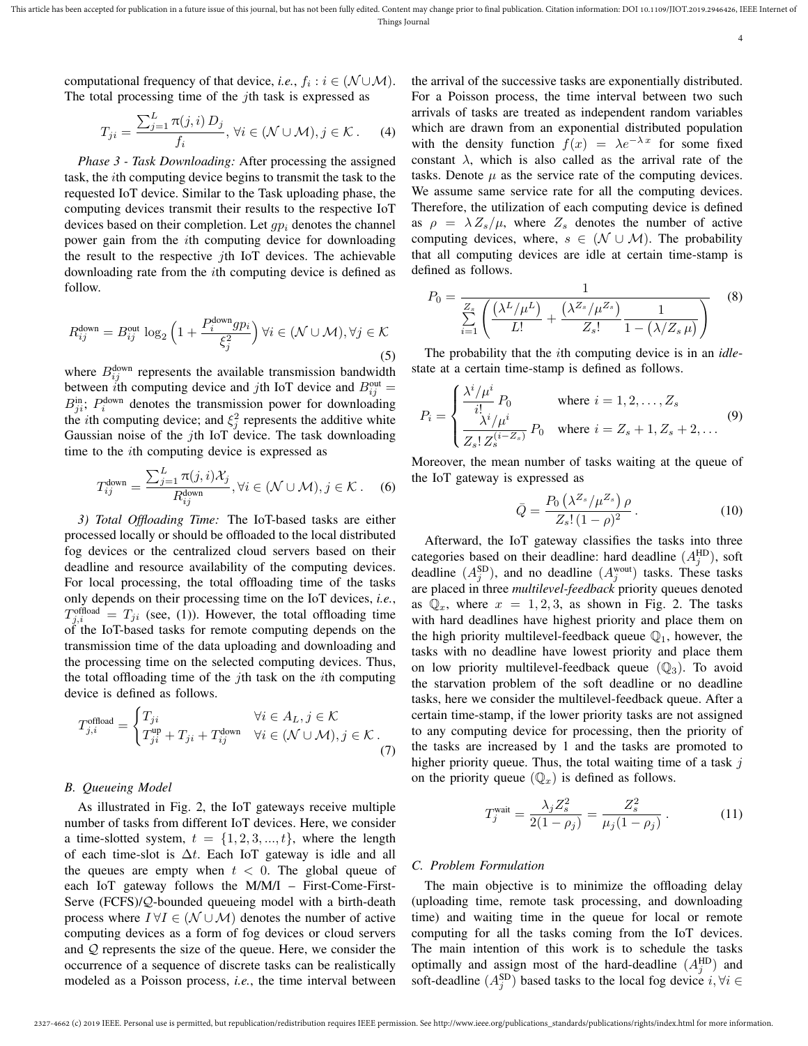computational frequency of that device, *i.e.*, $f_i : i \in (\mathcal{N} \cup \mathcal{M})$. The total processing time of the $j$th task is expressed as

$$T_{ji} = \frac{\sum_{j=1}^{L} \pi(j,i)\, D_j}{f_i},\ \forall i \in (\mathcal{N} \cup \mathcal{M}), j \in \mathcal{K}\,. \quad (4)$$

*Phase 3 - Task Downloading:* After processing the assigned task, the $i$th computing device begins to transmit the task to the requested IoT device. Similar to the Task uploading phase, the computing devices transmit their results to the respective IoT devices based on their completion. Let $gp_i$ denotes the channel power gain from the $i$th computing device for downloading the result to the respective $j$th IoT devices. The achievable downloading rate from the $i$th computing device is defined as follow.

$$R_{ij}^{\text{down}} = B_{ij}^{\text{out}} \log_2 \left(1 + \frac{P_i^{\text{down}} gp_i}{\xi_j^2}\right) \forall i \in (\mathcal{N} \cup \mathcal{M}), \forall j \in \mathcal{K} \quad (5)$$

where $B_{ij}^{\text{down}}$ represents the available transmission bandwidth between $i$th computing device and $j$th IoT device and $B_{ij}^{\text{out}} = B_{ji}^{\text{in}}$; $P_i^{\text{down}}$ denotes the transmission power for downloading the $i$th computing device; and $\xi_j^2$ represents the additive white Gaussian noise of the $j$th IoT device. The task downloading time to the $i$th computing device is expressed as

$$T_{ij}^{\text{down}} = \frac{\sum_{j=1}^{L} \pi(j,i) \mathcal{X}_j}{R_{ij}^{\text{down}}}, \forall i \in (\mathcal{N} \cup \mathcal{M}), j \in \mathcal{K}\,. \quad (6)$$

*3) Total Offloading Time:* The IoT-based tasks are either processed locally or should be offloaded to the local distributed fog devices or the centralized cloud servers based on their deadline and resource availability of the computing devices. For local processing, the total offloading time of the tasks only depends on their processing time on the IoT devices, *i.e.*, $T_{j,i}^{\text{offload}} = T_{ji}$ (see, (1)). However, the total offloading time of the IoT-based tasks for remote computing depends on the transmission time of the data uploading and downloading and the processing time on the selected computing devices. Thus, the total offloading time of the $j$th task on the $i$th computing device is defined as follows.

$$T_{j,i}^{\text{offload}} = \begin{cases} T_{ji} & \forall i \in A_L, j \in \mathcal{K} \\ T_{ji}^{\text{up}} + T_{ji} + T_{ij}^{\text{down}} & \forall i \in (\mathcal{N} \cup \mathcal{M}), j \in \mathcal{K}\,. \end{cases} \quad (7)$$

### B. Queueing Model

As illustrated in Fig. 2, the IoT gateways receive multiple number of tasks from different IoT devices. Here, we consider a time-slotted system, $t = \{1, 2, 3, ..., t\}$, where the length of each time-slot is $\Delta t$. Each IoT gateway is idle and all the queues are empty when $t < 0$. The global queue of each IoT gateway follows the M/M/I – First-Come-First-Serve (FCFS)/$\mathcal{Q}$-bounded queueing model with a birth-death process where $I\, \forall I \in (\mathcal{N} \cup \mathcal{M})$ denotes the number of active computing devices as a form of fog devices or cloud servers and $\mathcal{Q}$ represents the size of the queue. Here, we consider the occurrence of a sequence of discrete tasks can be realistically modeled as a Poisson process, *i.e.*, the time interval between the arrival of the successive tasks are exponentially distributed. For a Poisson process, the time interval between two such arrivals of tasks are treated as independent random variables which are drawn from an exponential distributed population with the density function $f(x) = \lambda e^{-\lambda x}$ for some fixed constant $\lambda$, which is also called as the arrival rate of the tasks. Denote $\mu$ as the service rate of the computing devices. We assume same service rate for all the computing devices. Therefore, the utilization of each computing device is defined as $\rho = \lambda Z_s / \mu$, where $Z_s$ denotes the number of active computing devices, where, $s \in (\mathcal{N} \cup \mathcal{M})$. The probability that all computing devices are idle at certain time-stamp is defined as follows.

$$P_0 = \frac{1}{\sum_{i=1}^{Z_s} \left( \frac{\left(\lambda^L / \mu^L\right)}{L!} + \frac{\left(\lambda^{Z_s} / \mu^{Z_s}\right)}{Z_s!} \frac{1}{1 - \left(\lambda / Z_s\, \mu\right)} \right)} \quad (8)$$

The probability that the $i$th computing device is in an *idle*-state at a certain time-stamp is defined as follows.

$$P_i = \begin{cases} \dfrac{\lambda^i / \mu^i}{i!} P_0 & \text{where } i = 1, 2, \ldots, Z_s \\ \dfrac{\lambda^i / \mu^i}{Z_s!\, Z_s^{(i - Z_s)}} P_0 & \text{where } i = Z_s + 1, Z_s + 2, \ldots \end{cases} \quad (9)$$

Moreover, the mean number of tasks waiting at the queue of the IoT gateway is expressed as

$$\bar{Q} = \frac{P_0 \left(\lambda^{Z_s} / \mu^{Z_s}\right) \rho}{Z_s!\, (1 - \rho)^2}\,. \quad (10)$$

Afterward, the IoT gateway classifies the tasks into three categories based on their deadline: hard deadline $\left(A_j^{\text{HD}}\right)$, soft deadline $\left(A_j^{\text{SD}}\right)$, and no deadline $\left(A_j^{\text{wout}}\right)$ tasks. These tasks are placed in three *multilevel-feedback* priority queues denoted as $\mathbb{Q}_x$, where $x = 1, 2, 3$, as shown in Fig. 2. The tasks with hard deadlines have highest priority and place them on the high priority multilevel-feedback queue $\mathbb{Q}_1$, however, the tasks with no deadline have lowest priority and place them on low priority multilevel-feedback queue $(\mathbb{Q}_3)$. To avoid the starvation problem of the soft deadline or no deadline tasks, here we consider the multilevel-feedback queue. After a certain time-stamp, if the lower priority tasks are not assigned to any computing device for processing, then the priority of the tasks are increased by 1 and the tasks are promoted to higher priority queue. Thus, the total waiting time of a task $j$ on the priority queue $(\mathbb{Q}_x)$ is defined as follows.

$$T_j^{\text{wait}} = \frac{\lambda_j Z_s^2}{2(1 - \rho_j)} = \frac{Z_s^2}{\mu_j (1 - \rho_j)}\,. \quad (11)$$

### C. Problem Formulation

The main objective is to minimize the offloading delay (uploading time, remote task processing, and downloading time) and waiting time in the queue for local or remote computing for all the tasks coming from the IoT devices. The main intention of this work is to schedule the tasks optimally and assign most of the hard-deadline $\left(A_j^{\text{HD}}\right)$ and soft-deadline $\left(A_j^{\text{SD}}\right)$ based tasks to the local fog device $i, \forall i \in$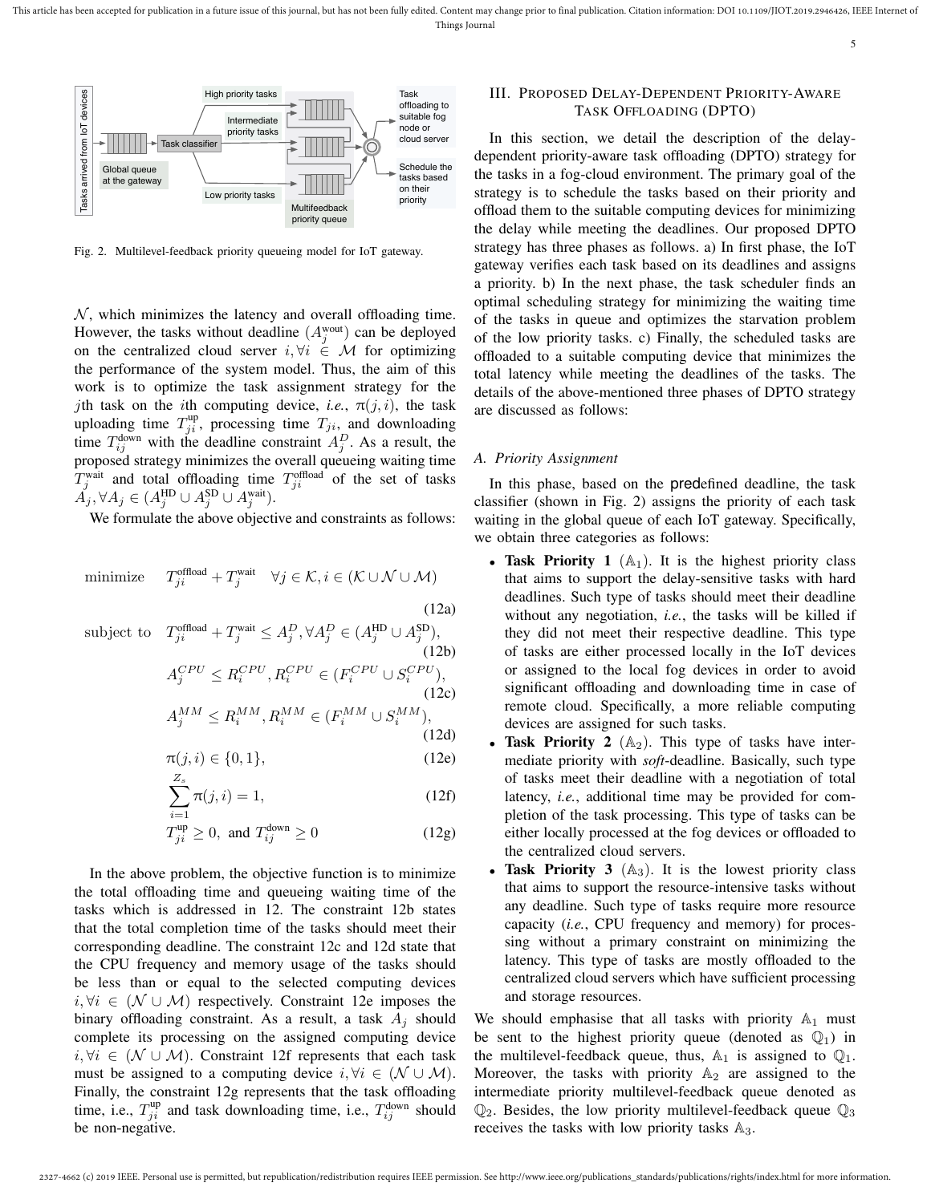Fig. 2. Multilevel-feedback priority queueing model for IoT gateway.

$\mathcal{N}$, which minimizes the latency and overall offloading time. However, the tasks without deadline $(A_j^{\text{wout}})$ can be deployed on the centralized cloud server $i, \forall i \in \mathcal{M}$ for optimizing the performance of the system model. Thus, the aim of this work is to optimize the task assignment strategy for the $j$th task on the $i$th computing device, *i.e.*, $\pi(j,i)$, the task uploading time $T_{ji}^{\text{up}}$, processing time $T_{ji}$, and downloading time $T_{ij}^{\text{down}}$ with the deadline constraint $A_j^D$. As a result, the proposed strategy minimizes the overall queueing waiting time $T_j^{\text{wait}}$ and total offloading time $T_{ji}^{\text{offload}}$ of the set of tasks $A_j, \forall A_j \in (A_j^{\text{HD}} \cup A_j^{\text{SD}} \cup A_j^{\text{wait}})$.

We formulate the above objective and constraints as follows:

$$\text{minimize} \quad T_{ji}^{\text{offload}} + T_j^{\text{wait}} \quad \forall j \in \mathcal{K}, i \in (\mathcal{K} \cup \mathcal{N} \cup \mathcal{M}) \tag{12a}$$

$$\text{subject to} \quad T_{ji}^{\text{offload}} + T_j^{\text{wait}} \leq A_j^D, \forall A_j^D \in (A_j^{\text{HD}} \cup A_j^{\text{SD}}), \tag{12b}$$

$$A_j^{CPU} \leq R_i^{CPU}, R_i^{CPU} \in (F_i^{CPU} \cup S_i^{CPU}), \tag{12c}$$

$$A_j^{MM} \leq R_i^{MM}, R_i^{MM} \in (F_i^{MM} \cup S_i^{MM}), \tag{12d}$$

$$\pi(j,i) \in \{0,1\}, \tag{12e}$$

$$\sum_{i=1}^{Z_s} \pi(j,i) = 1, \tag{12f}$$

$$T_{ji}^{\text{up}} \geq 0, \text{ and } T_{ij}^{\text{down}} \geq 0 \tag{12g}$$

In the above problem, the objective function is to minimize the total offloading time and queueing waiting time of the tasks which is addressed in 12. The constraint 12b states that the total completion time of the tasks should meet their corresponding deadline. The constraint 12c and 12d state that the CPU frequency and memory usage of the tasks should be less than or equal to the selected computing devices $i, \forall i \in (\mathcal{N} \cup \mathcal{M})$ respectively. Constraint 12e imposes the binary offloading constraint. As a result, a task $A_j$ should complete its processing on the assigned computing device $i, \forall i \in (\mathcal{N} \cup \mathcal{M})$. Constraint 12f represents that each task must be assigned to a computing device $i, \forall i \in (\mathcal{N} \cup \mathcal{M})$. Finally, the constraint 12g represents that the task offloading time, i.e., $T_{ji}^{\text{up}}$ and task downloading time, i.e., $T_{ij}^{\text{down}}$ should be non-negative.

## III. Proposed Delay-Dependent Priority-Aware Task Offloading (DPTO)

In this section, we detail the description of the delay-dependent priority-aware task offloading (DPTO) strategy for the tasks in a fog-cloud environment. The primary goal of the strategy is to schedule the tasks based on their priority and offload them to the suitable computing devices for minimizing the delay while meeting the deadlines. Our proposed DPTO strategy has three phases as follows. a) In first phase, the IoT gateway verifies each task based on its deadlines and assigns a priority. b) In the next phase, the task scheduler finds an optimal scheduling strategy for minimizing the waiting time of the tasks in queue and optimizes the starvation problem of the low priority tasks. c) Finally, the scheduled tasks are offloaded to a suitable computing device that minimizes the total latency while meeting the deadlines of the tasks. The details of the above-mentioned three phases of DPTO strategy are discussed as follows:

### A. Priority Assignment

In this phase, based on the predefined deadline, the task classifier (shown in Fig. 2) assigns the priority of each task waiting in the global queue of each IoT gateway. Specifically, we obtain three categories as follows:

- **Task Priority 1** ($\mathbb{A}_1$). It is the highest priority class that aims to support the delay-sensitive tasks with hard deadlines. Such type of tasks should meet their deadline without any negotiation, *i.e.*, the tasks will be killed if they did not meet their respective deadline. This type of tasks are either processed locally in the IoT devices or assigned to the local fog devices in order to avoid significant offloading and downloading time in case of remote cloud. Specifically, a more reliable computing devices are assigned for such tasks.
- **Task Priority 2** ($\mathbb{A}_2$). This type of tasks have intermediate priority with *soft*-deadline. Basically, such type of tasks meet their deadline with a negotiation of total latency, *i.e.*, additional time may be provided for completion of the task processing. This type of tasks can be either locally processed at the fog devices or offloaded to the centralized cloud servers.
- **Task Priority 3** ($\mathbb{A}_3$). It is the lowest priority class that aims to support the resource-intensive tasks without any deadline. Such type of tasks require more resource capacity (*i.e.*, CPU frequency and memory) for processing without a primary constraint on minimizing the latency. This type of tasks are mostly offloaded to the centralized cloud servers which have sufficient processing and storage resources.

We should emphasise that all tasks with priority $\mathbb{A}_1$ must be sent to the highest priority queue (denoted as $\mathbb{Q}_1$) in the multilevel-feedback queue, thus, $\mathbb{A}_1$ is assigned to $\mathbb{Q}_1$. Moreover, the tasks with priority $\mathbb{A}_2$ are assigned to the intermediate priority multilevel-feedback queue denoted as $\mathbb{Q}_2$. Besides, the low priority multilevel-feedback queue $\mathbb{Q}_3$ receives the tasks with low priority tasks $\mathbb{A}_3$.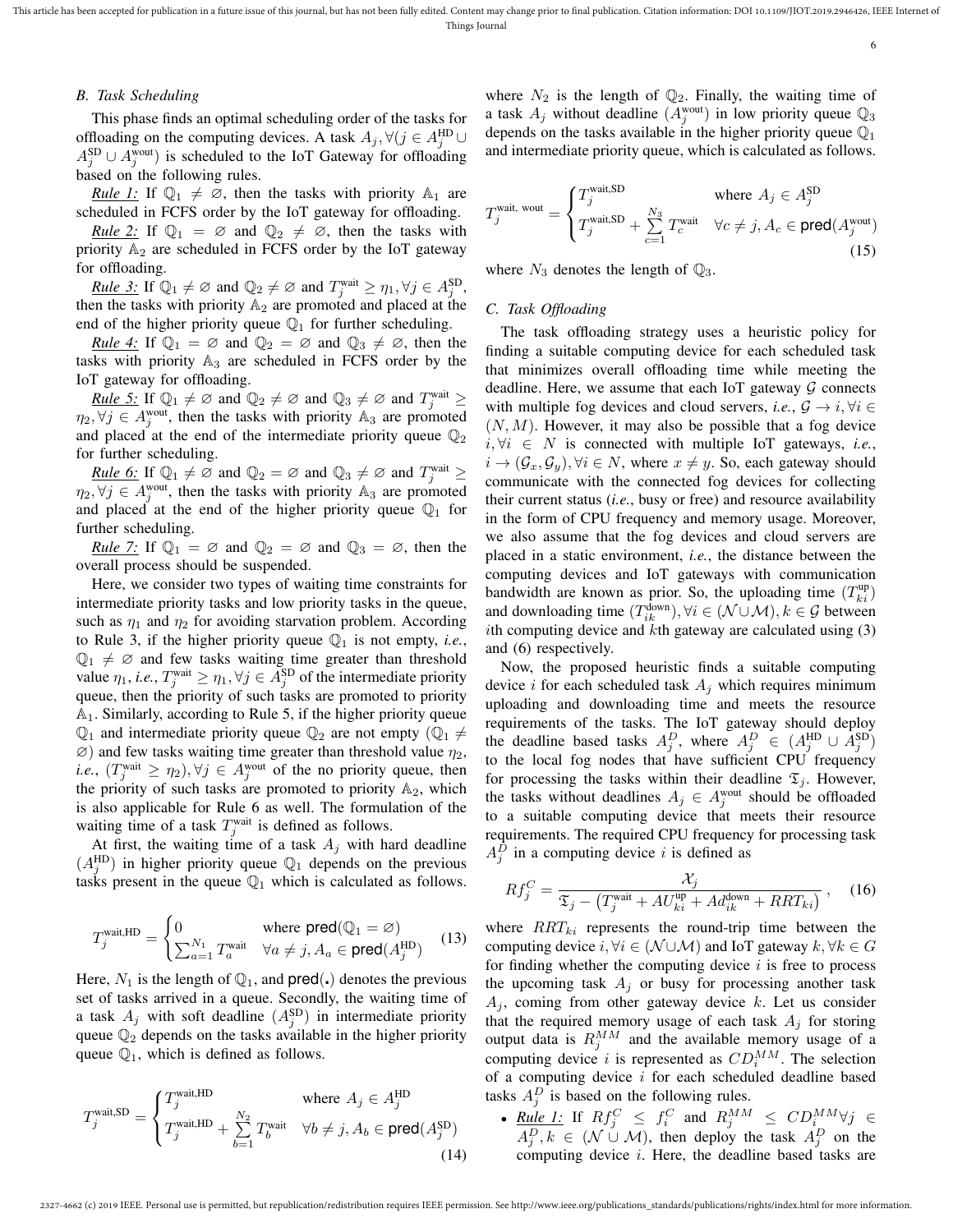### B. Task Scheduling

This phase finds an optimal scheduling order of the tasks for offloading on the computing devices. A task $A_j, \forall(j \in A_j^{\text{HD}} \cup A_j^{\text{SD}} \cup A_j^{\text{wout}})$ is scheduled to the IoT Gateway for offloading based on the following rules.

*Rule 1:* If $\mathbb{Q}_1 \neq \varnothing$, then the tasks with priority $\mathbb{A}_1$ are scheduled in FCFS order by the IoT gateway for offloading.

*Rule 2:* If $\mathbb{Q}_1 = \varnothing$ and $\mathbb{Q}_2 \neq \varnothing$, then the tasks with priority $\mathbb{A}_2$ are scheduled in FCFS order by the IoT gateway for offloading.

*Rule 3:* If $\mathbb{Q}_1 \neq \varnothing$ and $\mathbb{Q}_2 \neq \varnothing$ and $T_j^{\text{wait}} \geq \eta_1, \forall j \in A_j^{\text{SD}}$, then the tasks with priority $\mathbb{A}_2$ are promoted and placed at the end of the higher priority queue $\mathbb{Q}_1$ for further scheduling.

*Rule 4:* If $\mathbb{Q}_1 = \varnothing$ and $\mathbb{Q}_2 = \varnothing$ and $\mathbb{Q}_3 \neq \varnothing$, then the tasks with priority $\mathbb{A}_3$ are scheduled in FCFS order by the IoT gateway for offloading.

*Rule 5:* If $\mathbb{Q}_1 \neq \varnothing$ and $\mathbb{Q}_2 \neq \varnothing$ and $\mathbb{Q}_3 \neq \varnothing$ and $T_j^{\text{wait}} \geq \eta_2, \forall j \in A_j^{\text{wout}}$, then the tasks with priority $\mathbb{A}_3$ are promoted and placed at the end of the intermediate priority queue $\mathbb{Q}_2$ for further scheduling.

*Rule 6:* If $\mathbb{Q}_1 \neq \varnothing$ and $\mathbb{Q}_2 = \varnothing$ and $\mathbb{Q}_3 \neq \varnothing$ and $T_j^{\text{wait}} \geq \eta_2, \forall j \in A_j^{\text{wout}}$, then the tasks with priority $\mathbb{A}_3$ are promoted and placed at the end of the higher priority queue $\mathbb{Q}_1$ for further scheduling.

*Rule 7:* If $\mathbb{Q}_1 = \varnothing$ and $\mathbb{Q}_2 = \varnothing$ and $\mathbb{Q}_3 = \varnothing$, then the overall process should be suspended.

Here, we consider two types of waiting time constraints for intermediate priority tasks and low priority tasks in the queue, such as $\eta_1$ and $\eta_2$ for avoiding starvation problem. According to Rule 3, if the higher priority queue $\mathbb{Q}_1$ is not empty, *i.e.*, $\mathbb{Q}_1 \neq \varnothing$ and few tasks waiting time greater than threshold value $\eta_1$, *i.e.*, $T_j^{\text{wait}} \geq \eta_1, \forall j \in A_j^{\text{SD}}$ of the intermediate priority queue, then the priority of such tasks are promoted to priority $\mathbb{A}_1$. Similarly, according to Rule 5, if the higher priority queue $\mathbb{Q}_1$ and intermediate priority queue $\mathbb{Q}_2$ are not empty ($\mathbb{Q}_1 \neq \varnothing$) and few tasks waiting time greater than threshold value $\eta_2$, *i.e.*, $(T_j^{\text{wait}} \geq \eta_2), \forall j \in A_j^{\text{wout}}$ of the no priority queue, then the priority of such tasks are promoted to priority $\mathbb{A}_2$, which is also applicable for Rule 6 as well. The formulation of the waiting time of a task $T_j^{\text{wait}}$ is defined as follows.

At first, the waiting time of a task $A_j$ with hard deadline $(A_j^{\text{HD}})$ in higher priority queue $\mathbb{Q}_1$ depends on the previous tasks present in the queue $\mathbb{Q}_1$ which is calculated as follows.

$$T_j^{\text{wait,HD}} = \begin{cases} 0 & \text{where } \mathsf{pred}(\mathbb{Q}_1 = \varnothing) \\ \sum_{a=1}^{N_1} T_a^{\text{wait}} & \forall a \neq j, A_a \in \mathsf{pred}(A_j^{\text{HD}}) \end{cases} \tag{13}$$

Here, $N_1$ is the length of $\mathbb{Q}_1$, and $\mathsf{pred}(.)$ denotes the previous set of tasks arrived in a queue. Secondly, the waiting time of a task $A_j$ with soft deadline $(A_j^{\text{SD}})$ in intermediate priority queue $\mathbb{Q}_2$ depends on the tasks available in the higher priority queue $\mathbb{Q}_1$, which is defined as follows.

$$T_j^{\text{wait,SD}} = \begin{cases} T_j^{\text{wait,HD}} & \text{where } A_j \in A_j^{\text{HD}} \\ T_j^{\text{wait,HD}} + \sum\limits_{b=1}^{N_2} T_b^{\text{wait}} & \forall b \neq j, A_b \in \mathsf{pred}(A_j^{\text{SD}}) \end{cases} \tag{14}$$

where $N_2$ is the length of $\mathbb{Q}_2$. Finally, the waiting time of a task $A_j$ without deadline $(A_j^{\text{wout}})$ in low priority queue $\mathbb{Q}_3$ depends on the tasks available in the higher priority queue $\mathbb{Q}_1$ and intermediate priority queue, which is calculated as follows.

$$T_j^{\text{wait, wout}} = \begin{cases} T_j^{\text{wait,SD}} & \text{where } A_j \in A_j^{\text{SD}} \\ T_j^{\text{wait,SD}} + \sum\limits_{c=1}^{N_3} T_c^{\text{wait}} & \forall c \neq j, A_c \in \mathsf{pred}(A_j^{\text{wout}}) \end{cases} \tag{15}$$

where $N_3$ denotes the length of $\mathbb{Q}_3$.

### C. Task Offloading

The task offloading strategy uses a heuristic policy for finding a suitable computing device for each scheduled task that minimizes overall offloading time while meeting the deadline. Here, we assume that each IoT gateway $\mathcal{G}$ connects with multiple fog devices and cloud servers, *i.e.*, $\mathcal{G} \rightarrow i, \forall i \in (N, M)$. However, it may also be possible that a fog device $i, \forall i \in N$ is connected with multiple IoT gateways, *i.e.*, $i \rightarrow (\mathcal{G}_x, \mathcal{G}_y), \forall i \in N$, where $x \neq y$. So, each gateway should communicate with the connected fog devices for collecting their current status (*i.e.*, busy or free) and resource availability in the form of CPU frequency and memory usage. Moreover, we also assume that the fog devices and cloud servers are placed in a static environment, *i.e.*, the distance between the computing devices and IoT gateways with communication bandwidth are known as prior. So, the uploading time $(T_{ki}^{\text{up}})$ and downloading time $(T_{ik}^{\text{down}}), \forall i \in (\mathcal{N} \cup \mathcal{M}), k \in \mathcal{G}$ between $i$th computing device and $k$th gateway are calculated using (3) and (6) respectively.

Now, the proposed heuristic finds a suitable computing device $i$ for each scheduled task $A_j$ which requires minimum uploading and downloading time and meets the resource requirements of the tasks. The IoT gateway should deploy the deadline based tasks $A_j^D$, where $A_j^D \in (A_j^{\text{HD}} \cup A_j^{\text{SD}})$ to the local fog nodes that have sufficient CPU frequency for processing the tasks within their deadline $\mathfrak{T}_j$. However, the tasks without deadlines $A_j \in A_j^{\text{wout}}$ should be offloaded to a suitable computing device that meets their resource requirements. The required CPU frequency for processing task $A_j^D$ in a computing device $i$ is defined as

$$Rf_j^C = \frac{\mathcal{X}_j}{\mathfrak{T}_j - \left(T_j^{\text{wait}} + AU_{ki}^{\text{up}} + Ad_{ik}^{\text{down}} + RRT_{ki}\right)}, \tag{16}$$

where $RRT_{ki}$ represents the round-trip time between the computing device $i, \forall i \in (\mathcal{N} \cup \mathcal{M})$ and IoT gateway $k, \forall k \in G$ for finding whether the computing device $i$ is free to process the upcoming task $A_j$ or busy for processing another task $A_j$, coming from other gateway device $k$. Let us consider that the required memory usage of each task $A_j$ for storing output data is $R_j^{MM}$ and the available memory usage of a computing device $i$ is represented as $CD_i^{MM}$. The selection of a computing device $i$ for each scheduled deadline based tasks $A_j^D$ is based on the following rules.

- ***Rule 1:*** If $Rf_j^C \leq f_i^C$ and $R_j^{MM} \leq CD_i^{MM} \forall j \in A_j^D, k \in (\mathcal{N} \cup \mathcal{M})$, then deploy the task $A_j^D$ on the computing device $i$. Here, the deadline based tasks are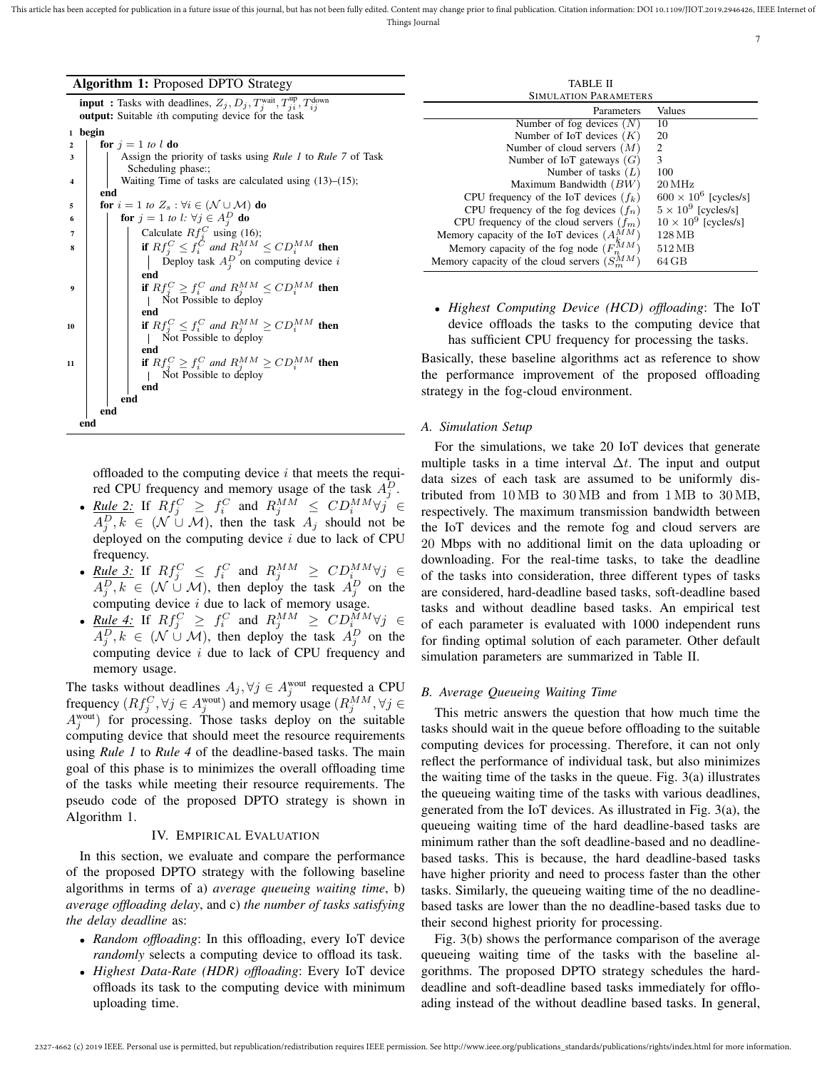**Algorithm 1:** Proposed DPTO Strategy

```
input : Tasks with deadlines, Z_j, D_j, T_j^wait, T_ji^up, T_ij^down
output: Suitable ith computing device for the task
1  begin
2    for j = 1 to l do
3      Assign the priority of tasks using Rule 1 to Rule 7 of Task
       Scheduling phase:;
4      Waiting Time of tasks are calculated using (13)–(15);
     end
5    for i = 1 to Z_s : ∀i ∈ (N ∪ M) do
6      for j = 1 to l: ∀j ∈ A_j^D do
7        Calculate Rf_j^C using (16);
8        if Rf_j^C ≤ f_i^C and R_j^MM ≤ CD_i^MM then
           Deploy task A_j^D on computing device i
         end
9        if Rf_j^C ≥ f_i^C and R_j^MM ≤ CD_i^MM then
           Not Possible to deploy
         end
10       if Rf_j^C ≤ f_i^C and R_j^MM ≥ CD_i^MM then
           Not Possible to deploy
         end
11       if Rf_j^C ≥ f_i^C and R_j^MM ≥ CD_i^MM then
           Not Possible to deploy
         end
       end
     end
   end
```

offloaded to the computing device $i$ that meets the required CPU frequency and memory usage of the task $A_j^D$.

- *Rule 2:* If $Rf_j^C \geq f_i^C$ and $R_j^{MM} \leq CD_i^{MM} \forall j \in A_j^D, k \in (\mathcal{N} \cup \mathcal{M})$, then the task $A_j$ should not be deployed on the computing device $i$ due to lack of CPU frequency.
- *Rule 3:* If $Rf_j^C \leq f_i^C$ and $R_j^{MM} \geq CD_i^{MM} \forall j \in A_j^D, k \in (\mathcal{N} \cup \mathcal{M})$, then deploy the task $A_j^D$ on the computing device $i$ due to lack of memory usage.
- *Rule 4:* If $Rf_j^C \geq f_i^C$ and $R_j^{MM} \geq CD_i^{MM} \forall j \in A_j^D, k \in (\mathcal{N} \cup \mathcal{M})$, then deploy the task $A_j^D$ on the computing device $i$ due to lack of CPU frequency and memory usage.

The tasks without deadlines $A_j, \forall j \in A_j^{\text{wout}}$ requested a CPU frequency $(Rf_j^C, \forall j \in A_j^{\text{wout}})$ and memory usage $(R_j^{MM}, \forall j \in A_j^{\text{wout}})$ for processing. Those tasks deploy on the suitable computing device that should meet the resource requirements using *Rule 1* to *Rule 4* of the deadline-based tasks. The main goal of this phase is to minimizes the overall offloading time of the tasks while meeting their resource requirements. The pseudo code of the proposed DPTO strategy is shown in Algorithm 1.

## IV. Empirical Evaluation

In this section, we evaluate and compare the performance of the proposed DPTO strategy with the following baseline algorithms in terms of a) *average queueing waiting time*, b) *average offloading delay*, and c) *the number of tasks satisfying the delay deadline* as:

- *Random offloading*: In this offloading, every IoT device *randomly* selects a computing device to offload its task.
- *Highest Data-Rate (HDR) offloading*: Every IoT device offloads its task to the computing device with minimum uploading time.
- *Highest Computing Device (HCD) offloading*: The IoT device offloads the tasks to the computing device that has sufficient CPU frequency for processing the tasks.

Basically, these baseline algorithms act as reference to show the performance improvement of the proposed offloading strategy in the fog-cloud environment.

TABLE II
Simulation Parameters

| Parameters | Values |
|---|---|
| Number of fog devices ($N$) | 10 |
| Number of IoT devices ($K$) | 20 |
| Number of cloud servers ($M$) | 2 |
| Number of IoT gateways ($G$) | 3 |
| Number of tasks ($L$) | 100 |
| Maximum Bandwidth ($BW$) | 20 MHz |
| CPU frequency of the IoT devices ($f_k$) | $600 \times 10^6$ [cycles/s] |
| CPU frequency of the fog devices ($f_n$) | $5 \times 10^9$ [cycles/s] |
| CPU frequency of the cloud servers ($f_m$) | $10 \times 10^9$ [cycles/s] |
| Memory capacity of the IoT devices ($A_k^{MM}$) | 128 MB |
| Memory capacity of the fog node ($F_n^{MM}$) | 512 MB |
| Memory capacity of the cloud servers ($S_m^{MM}$) | 64 GB |

### A. Simulation Setup

For the simulations, we take 20 IoT devices that generate multiple tasks in a time interval $\Delta t$. The input and output data sizes of each task are assumed to be uniformly distributed from 10 MB to 30 MB and from 1 MB to 30 MB, respectively. The maximum transmission bandwidth between the IoT devices and the remote fog and cloud servers are 20 Mbps with no additional limit on the data uploading or downloading. For the real-time tasks, to take the deadline of the tasks into consideration, three different types of tasks are considered, hard-deadline based tasks, soft-deadline based tasks and without deadline based tasks. An empirical test of each parameter is evaluated with 1000 independent runs for finding optimal solution of each parameter. Other default simulation parameters are summarized in Table II.

### B. Average Queueing Waiting Time

This metric answers the question that how much time the tasks should wait in the queue before offloading to the suitable computing devices for processing. Therefore, it can not only reflect the performance of individual task, but also minimizes the waiting time of the tasks in the queue. Fig. 3(a) illustrates the queueing waiting time of the tasks with various deadlines, generated from the IoT devices. As illustrated in Fig. 3(a), the queueing waiting time of the hard deadline-based tasks are minimum rather than the soft deadline-based and no deadline-based tasks. This is because, the hard deadline-based tasks have higher priority and need to process faster than the other tasks. Similarly, the queueing waiting time of the no deadline-based tasks are lower than the no deadline-based tasks due to their second highest priority for processing.

Fig. 3(b) shows the performance comparison of the average queueing waiting time of the tasks with the baseline algorithms. The proposed DPTO strategy schedules the hard-deadline and soft-deadline based tasks immediately for offloading instead of the without deadline based tasks. In general,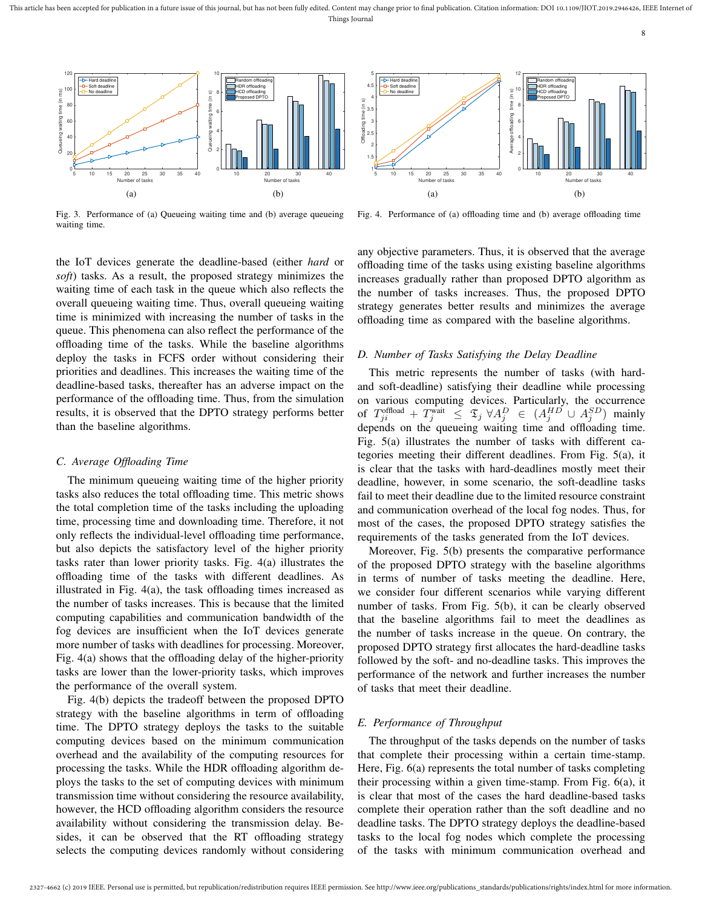Fig. 3. Performance of (a) Queueing waiting time and (b) average queueing waiting time.

Fig. 4. Performance of (a) offloading time and (b) average offloading time

the IoT devices generate the deadline-based (either *hard* or *soft*) tasks. As a result, the proposed strategy minimizes the waiting time of each task in the queue which also reflects the overall queueing waiting time. Thus, overall queueing waiting time is minimized with increasing the number of tasks in the queue. This phenomena can also reflect the performance of the offloading time of the tasks. While the baseline algorithms deploy the tasks in FCFS order without considering their priorities and deadlines. This increases the waiting time of the deadline-based tasks, thereafter has an adverse impact on the performance of the offloading time. Thus, from the simulation results, it is observed that the DPTO strategy performs better than the baseline algorithms.

### C. Average Offloading Time

The minimum queueing waiting time of the higher priority tasks also reduces the total offloading time. This metric shows the total completion time of the tasks including the uploading time, processing time and downloading time. Therefore, it not only reflects the individual-level offloading time performance, but also depicts the satisfactory level of the higher priority tasks rater than lower priority tasks. Fig. 4(a) illustrates the offloading time of the tasks with different deadlines. As illustrated in Fig. 4(a), the task offloading times increased as the number of tasks increases. This is because that the limited computing capabilities and communication bandwidth of the fog devices are insufficient when the IoT devices generate more number of tasks with deadlines for processing. Moreover, Fig. 4(a) shows that the offloading delay of the higher-priority tasks are lower than the lower-priority tasks, which improves the performance of the overall system.

Fig. 4(b) depicts the tradeoff between the proposed DPTO strategy with the baseline algorithms in term of offloading time. The DPTO strategy deploys the tasks to the suitable computing devices based on the minimum communication overhead and the availability of the computing resources for processing the tasks. While the HDR offloading algorithm deploys the tasks to the set of computing devices with minimum transmission time without considering the resource availability, however, the HCD offloading algorithm considers the resource availability without considering the transmission delay. Besides, it can be observed that the RT offloading strategy selects the computing devices randomly without considering any objective parameters. Thus, it is observed that the average offloading time of the tasks using existing baseline algorithms increases gradually rather than proposed DPTO algorithm as the number of tasks increases. Thus, the proposed DPTO strategy generates better results and minimizes the average offloading time as compared with the baseline algorithms.

### D. Number of Tasks Satisfying the Delay Deadline

This metric represents the number of tasks (with hard- and soft-deadline) satisfying their deadline while processing on various computing devices. Particularly, the occurrence of $T_{ji}^{\text{offload}} + T_{j}^{\text{wait}} \leq \mathfrak{T}_j \; \forall A_j^D \in (A_j^{HD} \cup A_j^{SD})$ mainly depends on the queueing waiting time and offloading time. Fig. 5(a) illustrates the number of tasks with different categories meeting their different deadlines. From Fig. 5(a), it is clear that the tasks with hard-deadlines mostly meet their deadline, however, in some scenario, the soft-deadline tasks fail to meet their deadline due to the limited resource constraint and communication overhead of the local fog nodes. Thus, for most of the cases, the proposed DPTO strategy satisfies the requirements of the tasks generated from the IoT devices.

Moreover, Fig. 5(b) presents the comparative performance of the proposed DPTO strategy with the baseline algorithms in terms of number of tasks meeting the deadline. Here, we consider four different scenarios while varying different number of tasks. From Fig. 5(b), it can be clearly observed that the baseline algorithms fail to meet the deadlines as the number of tasks increase in the queue. On contrary, the proposed DPTO strategy first allocates the hard-deadline tasks followed by the soft- and no-deadline tasks. This improves the performance of the network and further increases the number of tasks that meet their deadline.

### E. Performance of Throughput

The throughput of the tasks depends on the number of tasks that complete their processing within a certain time-stamp. Here, Fig. 6(a) represents the total number of tasks completing their processing within a given time-stamp. From Fig. 6(a), it is clear that most of the cases the hard deadline-based tasks complete their operation rather than the soft deadline and no deadline tasks. The DPTO strategy deploys the deadline-based tasks to the local fog nodes which complete the processing of the tasks with minimum communication overhead and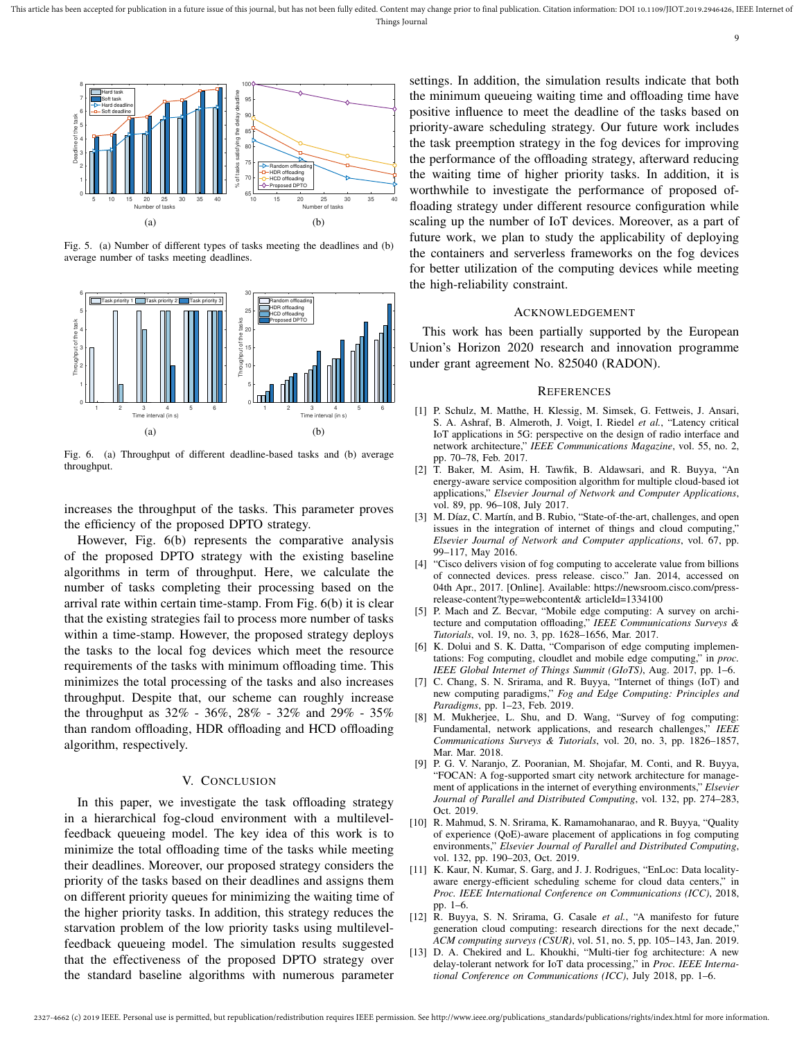Fig. 5. (a) Number of different types of tasks meeting the deadlines and (b) average number of tasks meeting deadlines.

Fig. 6. (a) Throughput of different deadline-based tasks and (b) average throughput.

increases the throughput of the tasks. This parameter proves the efficiency of the proposed DPTO strategy.

However, Fig. 6(b) represents the comparative analysis of the proposed DPTO strategy with the existing baseline algorithms in term of throughput. Here, we calculate the number of tasks completing their processing based on the arrival rate within certain time-stamp. From Fig. 6(b) it is clear that the existing strategies fail to process more number of tasks within a time-stamp. However, the proposed strategy deploys the tasks to the local fog devices which meet the resource requirements of the tasks with minimum offloading time. This minimizes the total processing of the tasks and also increases throughput. Despite that, our scheme can roughly increase the throughput as 32% - 36%, 28% - 32% and 29% - 35% than random offloading, HDR offloading and HCD offloading algorithm, respectively.

## V. Conclusion

In this paper, we investigate the task offloading strategy in a hierarchical fog-cloud environment with a multilevel-feedback queueing model. The key idea of this work is to minimize the total offloading time of the tasks while meeting their deadlines. Moreover, our proposed strategy considers the priority of the tasks based on their deadlines and assigns them on different priority queues for minimizing the waiting time of the higher priority tasks. In addition, this strategy reduces the starvation problem of the low priority tasks using multilevel-feedback queueing model. The simulation results suggested that the effectiveness of the proposed DPTO strategy over the standard baseline algorithms with numerous parameter settings. In addition, the simulation results indicate that both the minimum queueing waiting time and offloading time have positive influence to meet the deadline of the tasks based on priority-aware scheduling strategy. Our future work includes the task preemption strategy in the fog devices for improving the performance of the offloading strategy, afterward reducing the waiting time of higher priority tasks. In addition, it is worthwhile to investigate the performance of proposed offloading strategy under different resource configuration while scaling up the number of IoT devices. Moreover, as a part of future work, we plan to study the applicability of deploying the containers and serverless frameworks on the fog devices for better utilization of the computing devices while meeting the high-reliability constraint.

## Acknowledgement

This work has been partially supported by the European Union's Horizon 2020 research and innovation programme under grant agreement No. 825040 (RADON).

## References

[1] P. Schulz, M. Matthe, H. Klessig, M. Simsek, G. Fettweis, J. Ansari, S. A. Ashraf, B. Almeroth, J. Voigt, I. Riedel *et al.*, "Latency critical IoT applications in 5G: perspective on the design of radio interface and network architecture," *IEEE Communications Magazine*, vol. 55, no. 2, pp. 70–78, Feb. 2017.

[2] T. Baker, M. Asim, H. Tawfik, B. Aldawsari, and R. Buyya, "An energy-aware service composition algorithm for multiple cloud-based iot applications," *Elsevier Journal of Network and Computer Applications*, vol. 89, pp. 96–108, July 2017.

[3] M. Díaz, C. Martín, and B. Rubio, "State-of-the-art, challenges, and open issues in the integration of internet of things and cloud computing," *Elsevier Journal of Network and Computer applications*, vol. 67, pp. 99–117, May 2016.

[4] "Cisco delivers vision of fog computing to accelerate value from billions of connected devices. press release. cisco." Jan. 2014, accessed on 04th Apr., 2017. [Online]. Available: https://newsroom.cisco.com/press-release-content?type=webcontent& articleId=1334100

[5] P. Mach and Z. Becvar, "Mobile edge computing: A survey on architecture and computation offloading," *IEEE Communications Surveys & Tutorials*, vol. 19, no. 3, pp. 1628–1656, Mar. 2017.

[6] K. Dolui and S. K. Datta, "Comparison of edge computing implementations: Fog computing, cloudlet and mobile edge computing," in *proc. IEEE Global Internet of Things Summit (GIoTS)*, Aug. 2017, pp. 1–6.

[7] C. Chang, S. N. Srirama, and R. Buyya, "Internet of things (IoT) and new computing paradigms," *Fog and Edge Computing: Principles and Paradigms*, pp. 1–23, Feb. 2019.

[8] M. Mukherjee, L. Shu, and D. Wang, "Survey of fog computing: Fundamental, network applications, and research challenges," *IEEE Communications Surveys & Tutorials*, vol. 20, no. 3, pp. 1826–1857, Mar. Mar. 2018.

[9] P. G. V. Naranjo, Z. Pooranian, M. Shojafar, M. Conti, and R. Buyya, "FOCAN: A fog-supported smart city network architecture for management of applications in the internet of everything environments," *Elsevier Journal of Parallel and Distributed Computing*, vol. 132, pp. 274–283, Oct. 2019.

[10] R. Mahmud, S. N. Srirama, K. Ramamohanarao, and R. Buyya, "Quality of experience (QoE)-aware placement of applications in fog computing environments," *Elsevier Journal of Parallel and Distributed Computing*, vol. 132, pp. 190–203, Oct. 2019.

[11] K. Kaur, N. Kumar, S. Garg, and J. J. Rodrigues, "EnLoc: Data locality-aware energy-efficient scheduling scheme for cloud data centers," in *Proc. IEEE International Conference on Communications (ICC)*, 2018, pp. 1–6.

[12] R. Buyya, S. N. Srirama, G. Casale *et al.*, "A manifesto for future generation cloud computing: research directions for the next decade," *ACM computing surveys (CSUR)*, vol. 51, no. 5, pp. 105–143, Jan. 2019.

[13] D. A. Chekired and L. Khoukhi, "Multi-tier fog architecture: A new delay-tolerant network for IoT data processing," in *Proc. IEEE International Conference on Communications (ICC)*, July 2018, pp. 1–6.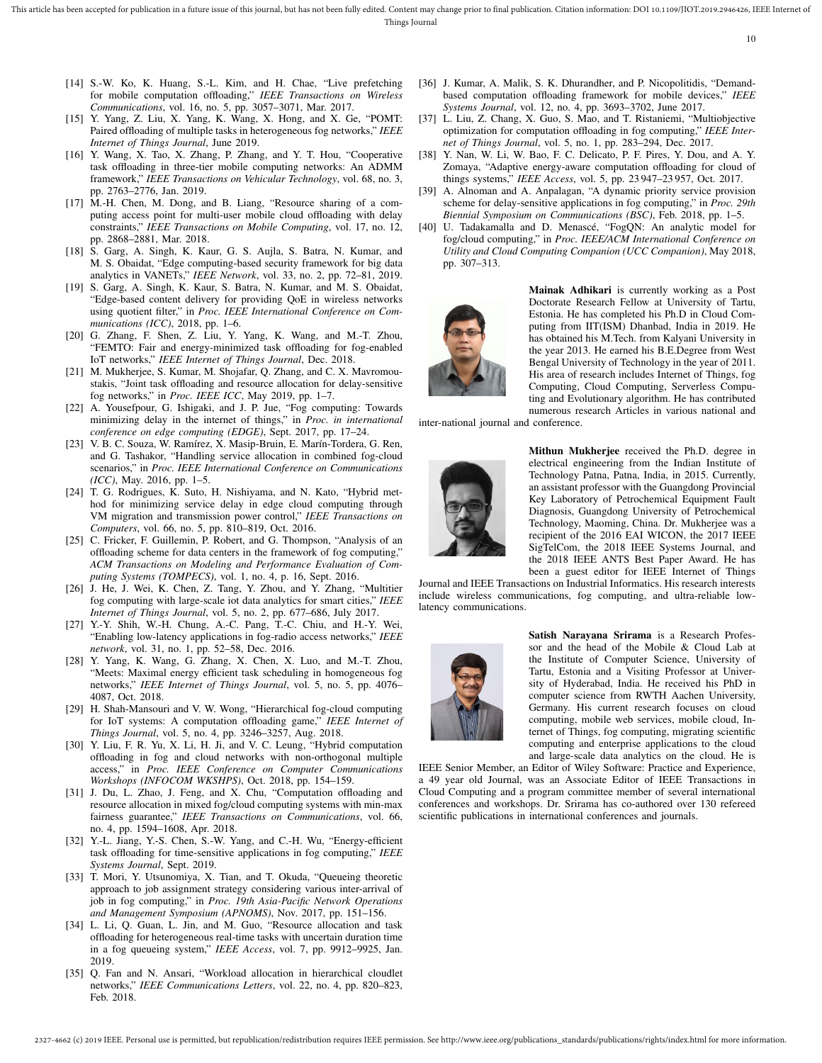[14] S.-W. Ko, K. Huang, S.-L. Kim, and H. Chae, "Live prefetching for mobile computation offloading," *IEEE Transactions on Wireless Communications*, vol. 16, no. 5, pp. 3057–3071, Mar. 2017.

[15] Y. Yang, Z. Liu, X. Yang, K. Wang, X. Hong, and X. Ge, "POMT: Paired offloading of multiple tasks in heterogeneous fog networks," *IEEE Internet of Things Journal*, June 2019.

[16] Y. Wang, X. Tao, X. Zhang, P. Zhang, and Y. T. Hou, "Cooperative task offloading in three-tier mobile computing networks: An ADMM framework," *IEEE Transactions on Vehicular Technology*, vol. 68, no. 3, pp. 2763–2776, Jan. 2019.

[17] M.-H. Chen, M. Dong, and B. Liang, "Resource sharing of a computing access point for multi-user mobile cloud offloading with delay constraints," *IEEE Transactions on Mobile Computing*, vol. 17, no. 12, pp. 2868–2881, Mar. 2018.

[18] S. Garg, A. Singh, K. Kaur, G. S. Aujla, S. Batra, N. Kumar, and M. S. Obaidat, "Edge computing-based security framework for big data analytics in VANETs," *IEEE Network*, vol. 33, no. 2, pp. 72–81, 2019.

[19] S. Garg, A. Singh, K. Kaur, S. Batra, N. Kumar, and M. S. Obaidat, "Edge-based content delivery for providing QoE in wireless networks using quotient filter," in *Proc. IEEE International Conference on Communications (ICC)*, 2018, pp. 1–6.

[20] G. Zhang, F. Shen, Z. Liu, Y. Yang, K. Wang, and M.-T. Zhou, "FEMTO: Fair and energy-minimized task offloading for fog-enabled IoT networks," *IEEE Internet of Things Journal*, Dec. 2018.

[21] M. Mukherjee, S. Kumar, M. Shojafar, Q. Zhang, and C. X. Mavromoustakis, "Joint task offloading and resource allocation for delay-sensitive fog networks," in *Proc. IEEE ICC*, May 2019, pp. 1–7.

[22] A. Yousefpour, G. Ishigaki, and J. P. Jue, "Fog computing: Towards minimizing delay in the internet of things," in *Proc. in international conference on edge computing (EDGE)*, Sept. 2017, pp. 17–24.

[23] V. B. C. Souza, W. Ramírez, X. Masip-Bruin, E. Marín-Tordera, G. Ren, and G. Tashakor, "Handling service allocation in combined fog-cloud scenarios," in *Proc. IEEE International Conference on Communications (ICC)*, May. 2016, pp. 1–5.

[24] T. G. Rodrigues, K. Suto, H. Nishiyama, and N. Kato, "Hybrid method for minimizing service delay in edge cloud computing through VM migration and transmission power control," *IEEE Transactions on Computers*, vol. 66, no. 5, pp. 810–819, Oct. 2016.

[25] C. Fricker, F. Guillemin, P. Robert, and G. Thompson, "Analysis of an offloading scheme for data centers in the framework of fog computing," *ACM Transactions on Modeling and Performance Evaluation of Computing Systems (TOMPECS)*, vol. 1, no. 4, p. 16, Sept. 2016.

[26] J. He, J. Wei, K. Chen, Z. Tang, Y. Zhou, and Y. Zhang, "Multitier fog computing with large-scale iot data analytics for smart cities," *IEEE Internet of Things Journal*, vol. 5, no. 2, pp. 677–686, July 2017.

[27] Y.-Y. Shih, W.-H. Chung, A.-C. Pang, T.-C. Chiu, and H.-Y. Wei, "Enabling low-latency applications in fog-radio access networks," *IEEE network*, vol. 31, no. 1, pp. 52–58, Dec. 2016.

[28] Y. Yang, K. Wang, G. Zhang, X. Chen, X. Luo, and M.-T. Zhou, "Meets: Maximal energy efficient task scheduling in homogeneous fog networks," *IEEE Internet of Things Journal*, vol. 5, no. 5, pp. 4076–4087, Oct. 2018.

[29] H. Shah-Mansouri and V. W. Wong, "Hierarchical fog-cloud computing for IoT systems: A computation offloading game," *IEEE Internet of Things Journal*, vol. 5, no. 4, pp. 3246–3257, Aug. 2018.

[30] Y. Liu, F. R. Yu, X. Li, H. Ji, and V. C. Leung, "Hybrid computation offloading in fog and cloud networks with non-orthogonal multiple access," in *Proc. IEEE Conference on Computer Communications Workshops (INFOCOM WKSHPS)*, Oct. 2018, pp. 154–159.

[31] J. Du, L. Zhao, J. Feng, and X. Chu, "Computation offloading and resource allocation in mixed fog/cloud computing systems with min-max fairness guarantee," *IEEE Transactions on Communications*, vol. 66, no. 4, pp. 1594–1608, Apr. 2018.

[32] Y.-L. Jiang, Y.-S. Chen, S.-W. Yang, and C.-H. Wu, "Energy-efficient task offloading for time-sensitive applications in fog computing," *IEEE Systems Journal*, Sept. 2019.

[33] T. Mori, Y. Utsunomiya, X. Tian, and T. Okuda, "Queueing theoretic approach to job assignment strategy considering various inter-arrival of job in fog computing," in *Proc. 19th Asia-Pacific Network Operations and Management Symposium (APNOMS)*, Nov. 2017, pp. 151–156.

[34] L. Li, Q. Guan, L. Jin, and M. Guo, "Resource allocation and task offloading for heterogeneous real-time tasks with uncertain duration time in a fog queueing system," *IEEE Access*, vol. 7, pp. 9912–9925, Jan. 2019.

[35] Q. Fan and N. Ansari, "Workload allocation in hierarchical cloudlet networks," *IEEE Communications Letters*, vol. 22, no. 4, pp. 820–823, Feb. 2018.

[36] J. Kumar, A. Malik, S. K. Dhurandher, and P. Nicopolitidis, "Demand-based computation offloading framework for mobile devices," *IEEE Systems Journal*, vol. 12, no. 4, pp. 3693–3702, June 2017.

[37] L. Liu, Z. Chang, X. Guo, S. Mao, and T. Ristaniemi, "Multiobjective optimization for computation offloading in fog computing," *IEEE Internet of Things Journal*, vol. 5, no. 1, pp. 283–294, Dec. 2017.

[38] Y. Nan, W. Li, W. Bao, F. C. Delicato, P. F. Pires, Y. Dou, and A. Y. Zomaya, "Adaptive energy-aware computation offloading for cloud of things systems," *IEEE Access*, vol. 5, pp. 23 947–23 957, Oct. 2017.

[39] A. Alnoman and A. Anpalagan, "A dynamic priority service provision scheme for delay-sensitive applications in fog computing," in *Proc. 29th Biennial Symposium on Communications (BSC)*, Feb. 2018, pp. 1–5.

[40] U. Tadakamalla and D. Menascé, "FogQN: An analytic model for fog/cloud computing," in *Proc. IEEE/ACM International Conference on Utility and Cloud Computing Companion (UCC Companion)*, May 2018, pp. 307–313.

**Mainak Adhikari** is currently working as a Post Doctorate Research Fellow at University of Tartu, Estonia. He has completed his Ph.D in Cloud Computing from IIT(ISM) Dhanbad, India in 2019. He has obtained his M.Tech. from Kalyani University in the year 2013. He earned his B.E.Degree from West Bengal University of Technology in the year of 2011. His area of research includes Internet of Things, fog Computing, Cloud Computing, Serverless Computing and Evolutionary algorithm. He has contributed numerous research Articles in various national and inter-national journal and conference.

**Mithun Mukherjee** received the Ph.D. degree in electrical engineering from the Indian Institute of Technology Patna, Patna, India, in 2015. Currently, an assistant professor with the Guangdong Provincial Key Laboratory of Petrochemical Equipment Fault Diagnosis, Guangdong University of Petrochemical Technology, Maoming, China. Dr. Mukherjee was a recipient of the 2016 EAI WICON, the 2017 IEEE SigTelCom, the 2018 IEEE Systems Journal, and the 2018 IEEE ANTS Best Paper Award. He has been a guest editor for IEEE Internet of Things Journal and IEEE Transactions on Industrial Informatics. His research interests include wireless communications, fog computing, and ultra-reliable low-latency communications.

**Satish Narayana Srirama** is a Research Professor and the head of the Mobile & Cloud Lab at the Institute of Computer Science, University of Tartu, Estonia and a Visiting Professor at University of Hyderabad, India. He received his PhD in computer science from RWTH Aachen University, Germany. His current research focuses on cloud computing, mobile web services, mobile cloud, Internet of Things, fog computing, migrating scientific computing and enterprise applications to the cloud and large-scale data analytics on the cloud. He is IEEE Senior Member, an Editor of Wiley Software: Practice and Experience, a 49 year old Journal, was an Associate Editor of IEEE Transactions in Cloud Computing and a program committee member of several international conferences and workshops. Dr. Srirama has co-authored over 130 refereed scientific publications in international conferences and journals.